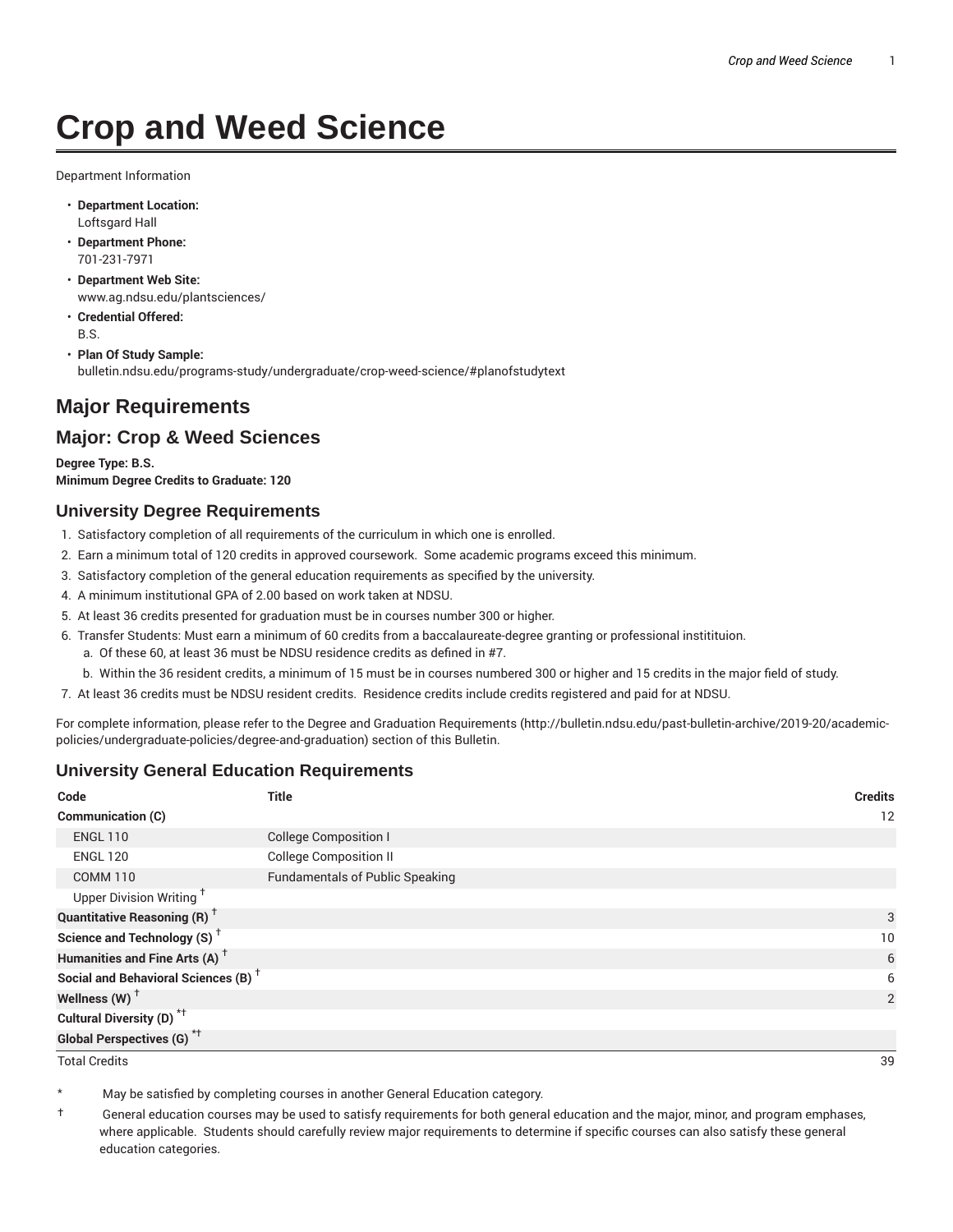# Crop and Weed Science

Department Information

- **Department Location:**
  Loftsgard Hall
- **Department Phone:**
  701-231-7971
- **Department Web Site:**
  www.ag.ndsu.edu/plantsciences/
- **Credential Offered:**
  B.S.
- **Plan Of Study Sample:**
  bulletin.ndsu.edu/programs-study/undergraduate/crop-weed-science/#planofstudytext

## Major Requirements

## Major: Crop & Weed Sciences

**Degree Type: B.S.**
**Minimum Degree Credits to Graduate: 120**

### University Degree Requirements

1. Satisfactory completion of all requirements of the curriculum in which one is enrolled.
2. Earn a minimum total of 120 credits in approved coursework. Some academic programs exceed this minimum.
3. Satisfactory completion of the general education requirements as specified by the university.
4. A minimum institutional GPA of 2.00 based on work taken at NDSU.
5. At least 36 credits presented for graduation must be in courses number 300 or higher.
6. Transfer Students: Must earn a minimum of 60 credits from a baccalaureate-degree granting or professional institituion.
   a. Of these 60, at least 36 must be NDSU residence credits as defined in #7.
   b. Within the 36 resident credits, a minimum of 15 must be in courses numbered 300 or higher and 15 credits in the major field of study.
7. At least 36 credits must be NDSU resident credits. Residence credits include credits registered and paid for at NDSU.

For complete information, please refer to the Degree and Graduation Requirements (http://bulletin.ndsu.edu/past-bulletin-archive/2019-20/academic-policies/undergraduate-policies/degree-and-graduation) section of this Bulletin.

### University General Education Requirements

| Code | Title | Credits |
|---|---|---|
| **Communication (C)** | | 12 |
| ENGL 110 | College Composition I | |
| ENGL 120 | College Composition II | |
| COMM 110 | Fundamentals of Public Speaking | |
| Upper Division Writing † | | |
| **Quantitative Reasoning (R) †** | | 3 |
| **Science and Technology (S) †** | | 10 |
| **Humanities and Fine Arts (A) †** | | 6 |
| **Social and Behavioral Sciences (B) †** | | 6 |
| **Wellness (W) †** | | 2 |
| **Cultural Diversity (D) *†** | | |
| **Global Perspectives (G) *†** | | |
| Total Credits | | 39 |

\* May be satisfied by completing courses in another General Education category.

† General education courses may be used to satisfy requirements for both general education and the major, minor, and program emphases, where applicable. Students should carefully review major requirements to determine if specific courses can also satisfy these general education categories.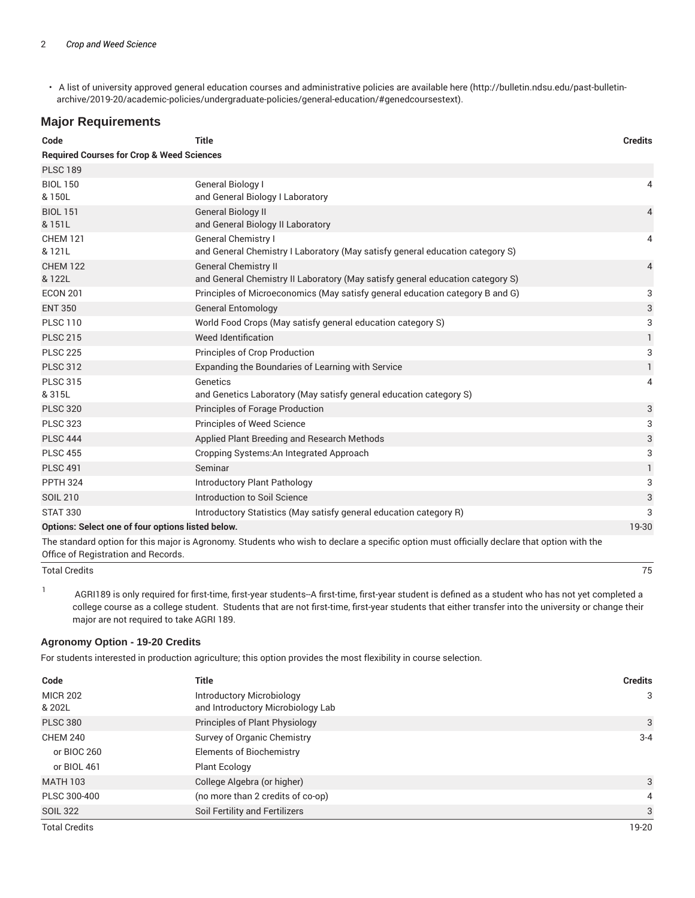- A list of university approved general education courses and administrative policies are available here (http://bulletin.ndsu.edu/past-bulletin-archive/2019-20/academic-policies/undergraduate-policies/general-education/#genedcoursestext).

## Major Requirements

| Code | Title | Credits |
|---|---|---|
| **Required Courses for Crop & Weed Sciences** | | |
| PLSC 189 | | |
| BIOL 150 & 150L | General Biology I and General Biology I Laboratory | 4 |
| BIOL 151 & 151L | General Biology II and General Biology II Laboratory | 4 |
| CHEM 121 & 121L | General Chemistry I and General Chemistry I Laboratory (May satisfy general education category S) | 4 |
| CHEM 122 & 122L | General Chemistry II and General Chemistry II Laboratory (May satisfy general education category S) | 4 |
| ECON 201 | Principles of Microeconomics (May satisfy general education category B and G) | 3 |
| ENT 350 | General Entomology | 3 |
| PLSC 110 | World Food Crops (May satisfy general education category S) | 3 |
| PLSC 215 | Weed Identification | 1 |
| PLSC 225 | Principles of Crop Production | 3 |
| PLSC 312 | Expanding the Boundaries of Learning with Service | 1 |
| PLSC 315 & 315L | Genetics and Genetics Laboratory (May satisfy general education category S) | 4 |
| PLSC 320 | Principles of Forage Production | 3 |
| PLSC 323 | Principles of Weed Science | 3 |
| PLSC 444 | Applied Plant Breeding and Research Methods | 3 |
| PLSC 455 | Cropping Systems:An Integrated Approach | 3 |
| PLSC 491 | Seminar | 1 |
| PPTH 324 | Introductory Plant Pathology | 3 |
| SOIL 210 | Introduction to Soil Science | 3 |
| STAT 330 | Introductory Statistics (May satisfy general education category R) | 3 |
| **Options: Select one of four options listed below.** | | 19-30 |
| The standard option for this major is Agronomy. Students who wish to declare a specific option must officially declare that option with the Office of Registration and Records. | | |
| Total Credits | | 75 |

1 AGRI189 is only required for first-time, first-year students--A first-time, first-year student is defined as a student who has not yet completed a college course as a college student. Students that are not first-time, first-year students that either transfer into the university or change their major are not required to take AGRI 189.

### Agronomy Option - 19-20 Credits

For students interested in production agriculture; this option provides the most flexibility in course selection.

| Code | Title | Credits |
|---|---|---|
| MICR 202 & 202L | Introductory Microbiology and Introductory Microbiology Lab | 3 |
| PLSC 380 | Principles of Plant Physiology | 3 |
| CHEM 240 | Survey of Organic Chemistry | 3-4 |
| or BIOC 260 | Elements of Biochemistry | |
| or BIOL 461 | Plant Ecology | |
| MATH 103 | College Algebra (or higher) | 3 |
| PLSC 300-400 | (no more than 2 credits of co-op) | 4 |
| SOIL 322 | Soil Fertility and Fertilizers | 3 |
| Total Credits | | 19-20 |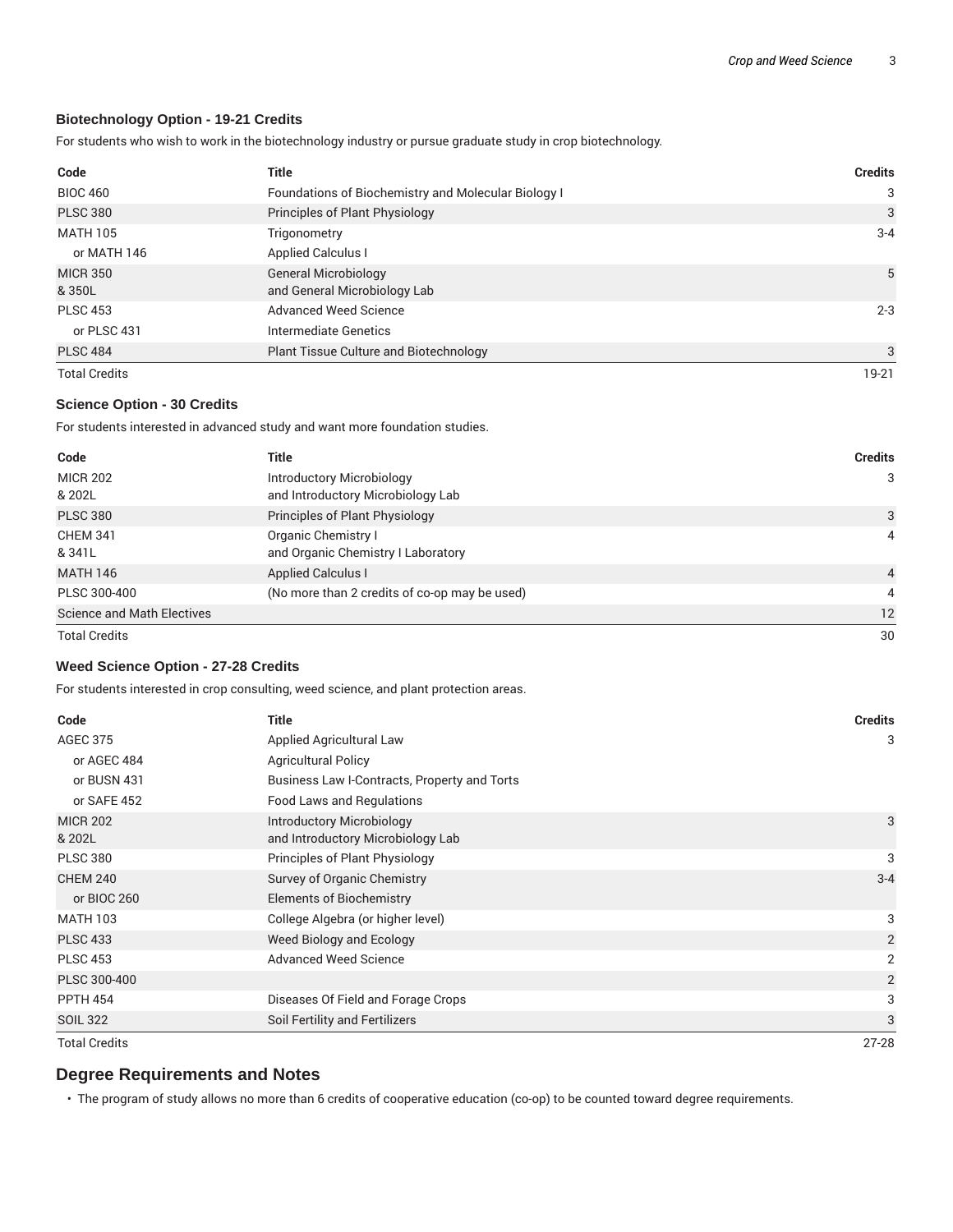### Biotechnology Option - 19-21 Credits

For students who wish to work in the biotechnology industry or pursue graduate study in crop biotechnology.

| Code | Title | Credits |
|---|---|---|
| BIOC 460 | Foundations of Biochemistry and Molecular Biology I | 3 |
| PLSC 380 | Principles of Plant Physiology | 3 |
| MATH 105 | Trigonometry | 3-4 |
| or MATH 146 | Applied Calculus I | |
| MICR 350<br>& 350L | General Microbiology<br>and General Microbiology Lab | 5 |
| PLSC 453 | Advanced Weed Science | 2-3 |
| or PLSC 431 | Intermediate Genetics | |
| PLSC 484 | Plant Tissue Culture and Biotechnology | 3 |
| Total Credits | | 19-21 |

### Science Option - 30 Credits

For students interested in advanced study and want more foundation studies.

| Code | Title | Credits |
|---|---|---|
| MICR 202<br>& 202L | Introductory Microbiology<br>and Introductory Microbiology Lab | 3 |
| PLSC 380 | Principles of Plant Physiology | 3 |
| CHEM 341<br>& 341L | Organic Chemistry I<br>and Organic Chemistry I Laboratory | 4 |
| MATH 146 | Applied Calculus I | 4 |
| PLSC 300-400 | (No more than 2 credits of co-op may be used) | 4 |
| Science and Math Electives | | 12 |
| Total Credits | | 30 |

### Weed Science Option - 27-28 Credits

For students interested in crop consulting, weed science, and plant protection areas.

| Code | Title | Credits |
|---|---|---|
| AGEC 375 | Applied Agricultural Law | 3 |
| or AGEC 484 | Agricultural Policy | |
| or BUSN 431 | Business Law I-Contracts, Property and Torts | |
| or SAFE 452 | Food Laws and Regulations | |
| MICR 202<br>& 202L | Introductory Microbiology<br>and Introductory Microbiology Lab | 3 |
| PLSC 380 | Principles of Plant Physiology | 3 |
| CHEM 240 | Survey of Organic Chemistry | 3-4 |
| or BIOC 260 | Elements of Biochemistry | |
| MATH 103 | College Algebra (or higher level) | 3 |
| PLSC 433 | Weed Biology and Ecology | 2 |
| PLSC 453 | Advanced Weed Science | 2 |
| PLSC 300-400 | | 2 |
| PPTH 454 | Diseases Of Field and Forage Crops | 3 |
| SOIL 322 | Soil Fertility and Fertilizers | 3 |
| Total Credits | | 27-28 |

## Degree Requirements and Notes

- The program of study allows no more than 6 credits of cooperative education (co-op) to be counted toward degree requirements.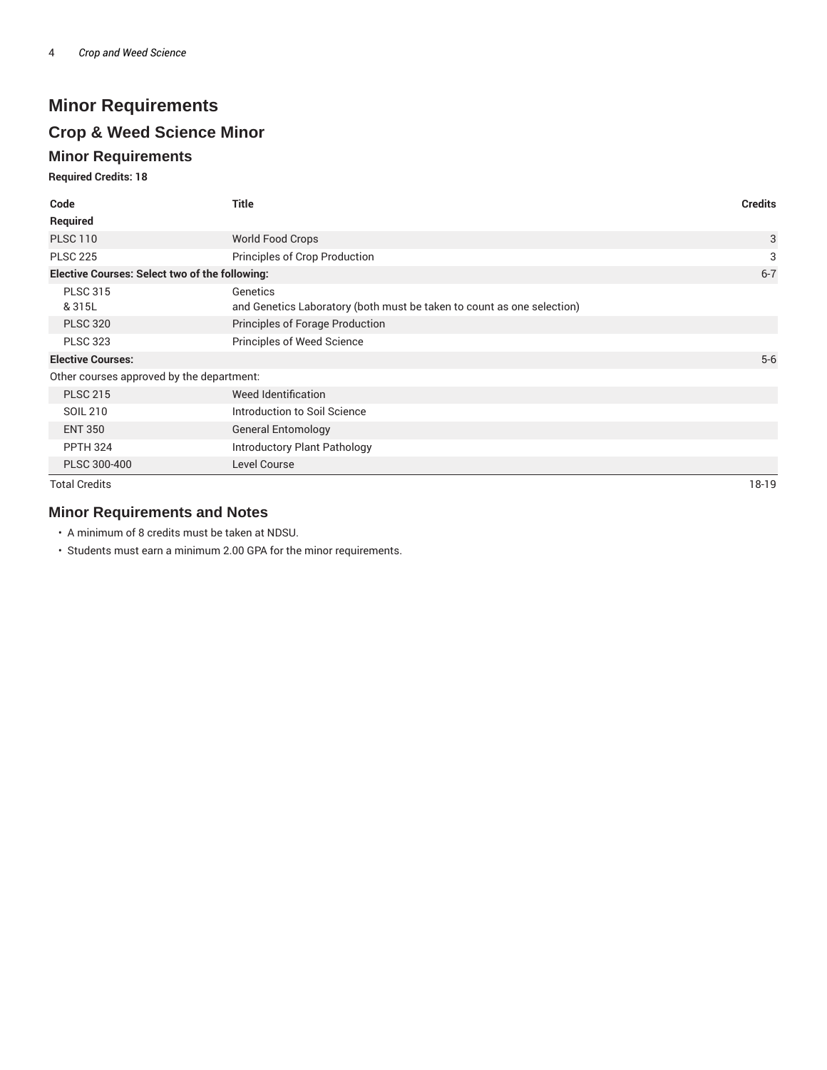# Minor Requirements

## Crop & Weed Science Minor

### Minor Requirements

**Required Credits: 18**

| Code | Title | Credits |
|---|---|---|
| **Required** | | |
| PLSC 110 | World Food Crops | 3 |
| PLSC 225 | Principles of Crop Production | 3 |
| **Elective Courses: Select two of the following:** | | 6-7 |
| PLSC 315 & 315L | Genetics and Genetics Laboratory (both must be taken to count as one selection) | |
| PLSC 320 | Principles of Forage Production | |
| PLSC 323 | Principles of Weed Science | |
| **Elective Courses:** | | 5-6 |
| Other courses approved by the department: | | |
| PLSC 215 | Weed Identification | |
| SOIL 210 | Introduction to Soil Science | |
| ENT 350 | General Entomology | |
| PPTH 324 | Introductory Plant Pathology | |
| PLSC 300-400 | Level Course | |
| Total Credits | | 18-19 |

### Minor Requirements and Notes

- A minimum of 8 credits must be taken at NDSU.
- Students must earn a minimum 2.00 GPA for the minor requirements.